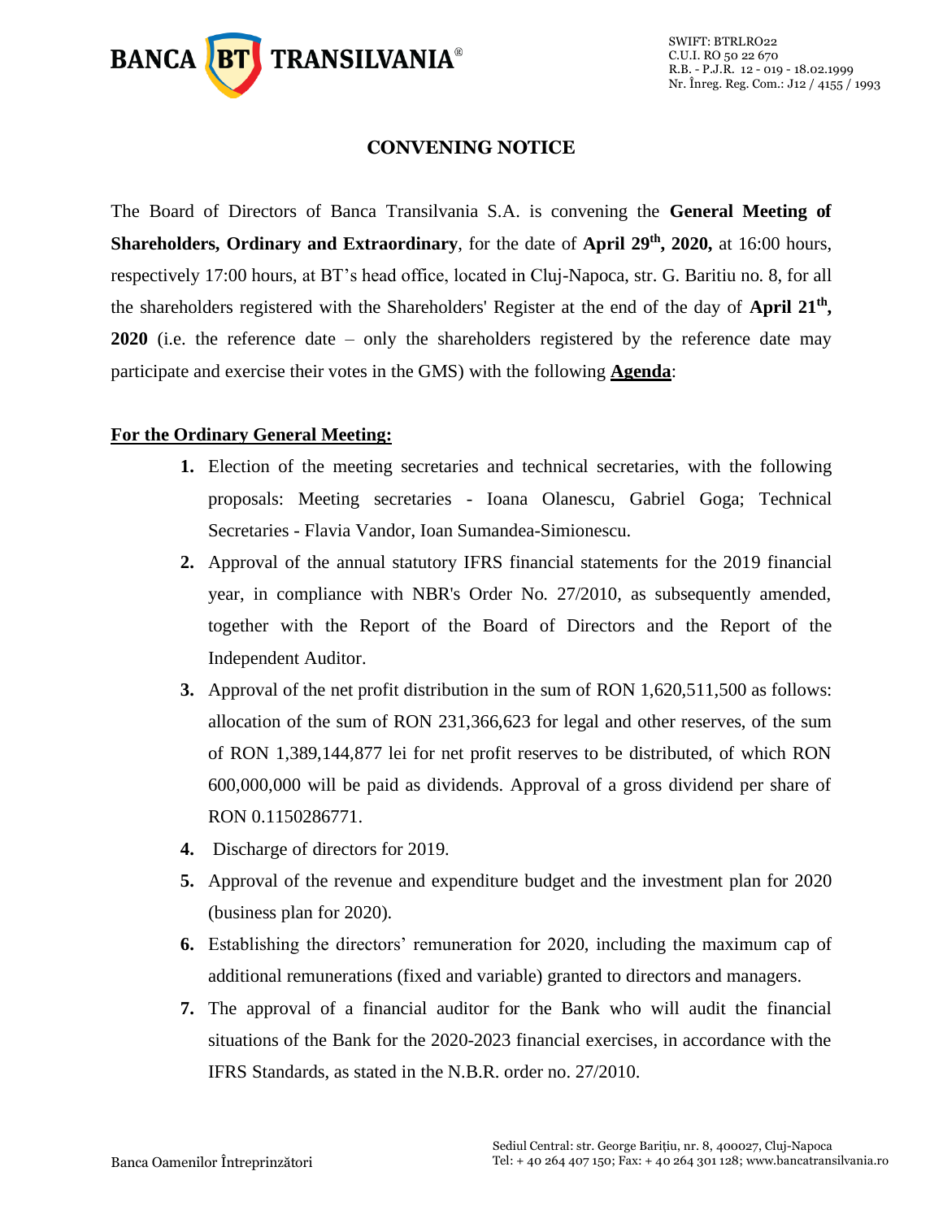# CONVENING NOTICE

The Board of Directors of Banca Transilvania S.A. is convening the **General Meeting of Shareholders, Ordinary and Extraordinary**, for the date of **April 29th, 2020,** at 16:00 hours, respectively 17:00 hours, at BT's head office, located in Cluj-Napoca, str. G. Baritiu no. 8, for all the shareholders registered with the Shareholders' Register at the end of the day of **April 21th, 2020** (i.e. the reference date – only the shareholders registered by the reference date may participate and exercise their votes in the GMS) with the following **Agenda**:

## For the Ordinary General Meeting:

1. Election of the meeting secretaries and technical secretaries, with the following proposals: Meeting secretaries - Ioana Olanescu, Gabriel Goga; Technical Secretaries - Flavia Vandor, Ioan Sumandea-Simionescu.
2. Approval of the annual statutory IFRS financial statements for the 2019 financial year, in compliance with NBR's Order No. 27/2010, as subsequently amended, together with the Report of the Board of Directors and the Report of the Independent Auditor.
3. Approval of the net profit distribution in the sum of RON 1,620,511,500 as follows: allocation of the sum of RON 231,366,623 for legal and other reserves, of the sum of RON 1,389,144,877 lei for net profit reserves to be distributed, of which RON 600,000,000 will be paid as dividends. Approval of a gross dividend per share of RON 0.1150286771.
4. Discharge of directors for 2019.
5. Approval of the revenue and expenditure budget and the investment plan for 2020 (business plan for 2020).
6. Establishing the directors' remuneration for 2020, including the maximum cap of additional remunerations (fixed and variable) granted to directors and managers.
7. The approval of a financial auditor for the Bank who will audit the financial situations of the Bank for the 2020-2023 financial exercises, in accordance with the IFRS Standards, as stated in the N.B.R. order no. 27/2010.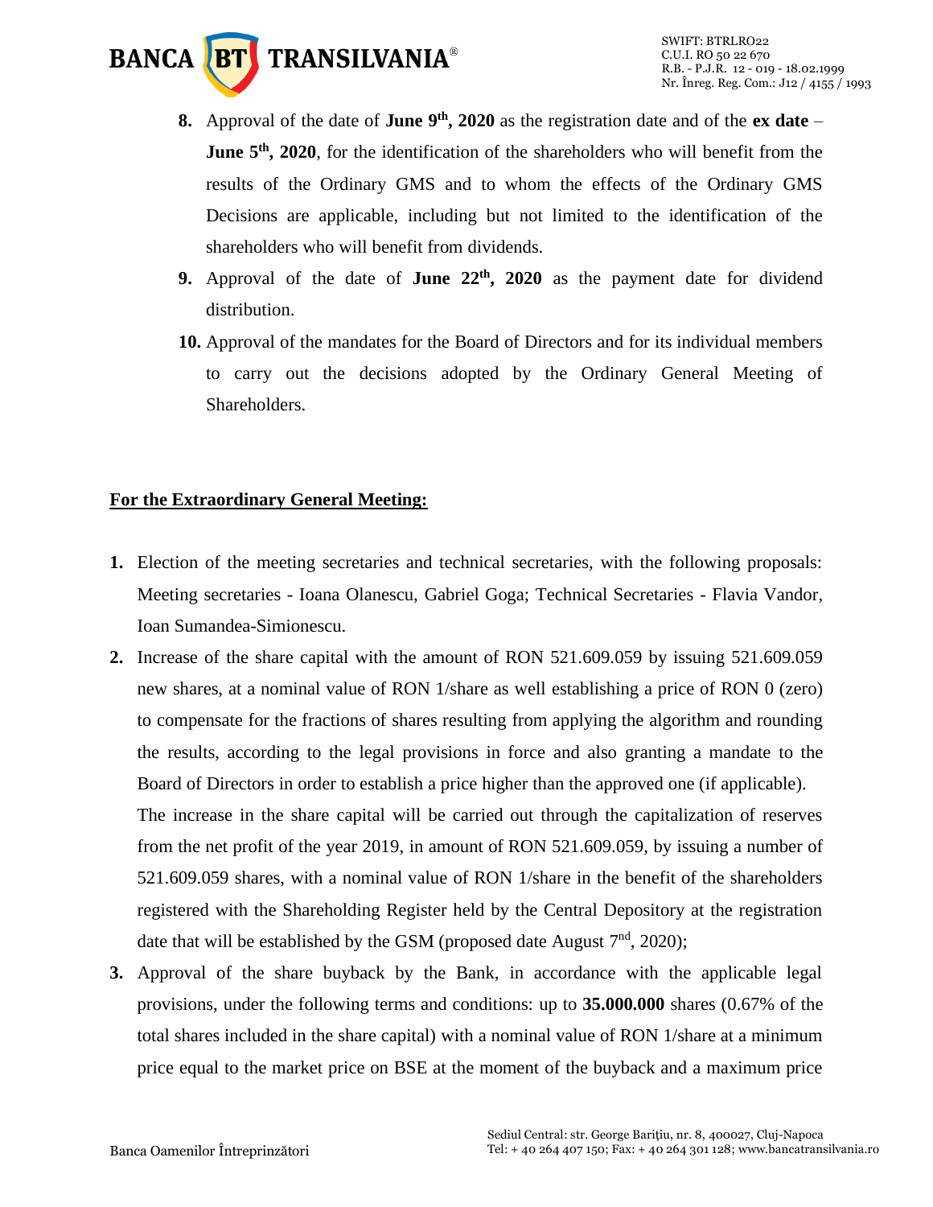8. Approval of the date of **June 9th, 2020** as the registration date and of the **ex date** – **June 5th, 2020**, for the identification of the shareholders who will benefit from the results of the Ordinary GMS and to whom the effects of the Ordinary GMS Decisions are applicable, including but not limited to the identification of the shareholders who will benefit from dividends.
9. Approval of the date of **June 22th, 2020** as the payment date for dividend distribution.
10. Approval of the mandates for the Board of Directors and for its individual members to carry out the decisions adopted by the Ordinary General Meeting of Shareholders.

**For the Extraordinary General Meeting:**

1. Election of the meeting secretaries and technical secretaries, with the following proposals: Meeting secretaries - Ioana Olanescu, Gabriel Goga; Technical Secretaries - Flavia Vandor, Ioan Sumandea-Simionescu.
2. Increase of the share capital with the amount of RON 521.609.059 by issuing 521.609.059 new shares, at a nominal value of RON 1/share as well establishing a price of RON 0 (zero) to compensate for the fractions of shares resulting from applying the algorithm and rounding the results, according to the legal provisions in force and also granting a mandate to the Board of Directors in order to establish a price higher than the approved one (if applicable).
   The increase in the share capital will be carried out through the capitalization of reserves from the net profit of the year 2019, in amount of RON 521.609.059, by issuing a number of 521.609.059 shares, with a nominal value of RON 1/share in the benefit of the shareholders registered with the Shareholding Register held by the Central Depository at the registration date that will be established by the GSM (proposed date August 7nd, 2020);
3. Approval of the share buyback by the Bank, in accordance with the applicable legal provisions, under the following terms and conditions: up to **35.000.000** shares (0.67% of the total shares included in the share capital) with a nominal value of RON 1/share at a minimum price equal to the market price on BSE at the moment of the buyback and a maximum price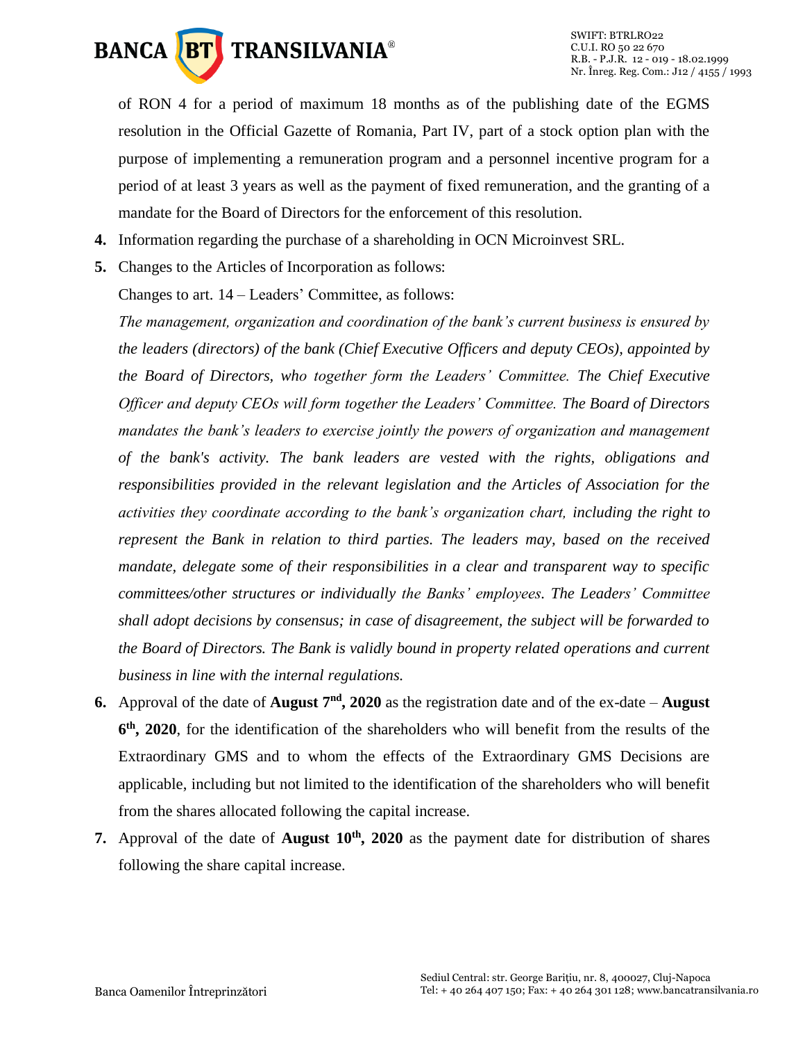of RON 4 for a period of maximum 18 months as of the publishing date of the EGMS resolution in the Official Gazette of Romania, Part IV, part of a stock option plan with the purpose of implementing a remuneration program and a personnel incentive program for a period of at least 3 years as well as the payment of fixed remuneration, and the granting of a mandate for the Board of Directors for the enforcement of this resolution.

4. Information regarding the purchase of a shareholding in OCN Microinvest SRL.
5. Changes to the Articles of Incorporation as follows:

   Changes to art. 14 – Leaders' Committee, as follows:

   *The management, organization and coordination of the bank's current business is ensured by the leaders (directors) of the bank (Chief Executive Officers and deputy CEOs), appointed by the Board of Directors, who together form the Leaders' Committee. The Chief Executive Officer and deputy CEOs will form together the Leaders' Committee. The Board of Directors mandates the bank's leaders to exercise jointly the powers of organization and management of the bank's activity. The bank leaders are vested with the rights, obligations and responsibilities provided in the relevant legislation and the Articles of Association for the activities they coordinate according to the bank's organization chart, including the right to represent the Bank in relation to third parties. The leaders may, based on the received mandate, delegate some of their responsibilities in a clear and transparent way to specific committees/other structures or individually the Banks' employees. The Leaders' Committee shall adopt decisions by consensus; in case of disagreement, the subject will be forwarded to the Board of Directors. The Bank is validly bound in property related operations and current business in line with the internal regulations.*

6. Approval of the date of **August 7nd, 2020** as the registration date and of the ex-date – **August 6th, 2020**, for the identification of the shareholders who will benefit from the results of the Extraordinary GMS and to whom the effects of the Extraordinary GMS Decisions are applicable, including but not limited to the identification of the shareholders who will benefit from the shares allocated following the capital increase.
7. Approval of the date of **August 10th, 2020** as the payment date for distribution of shares following the share capital increase.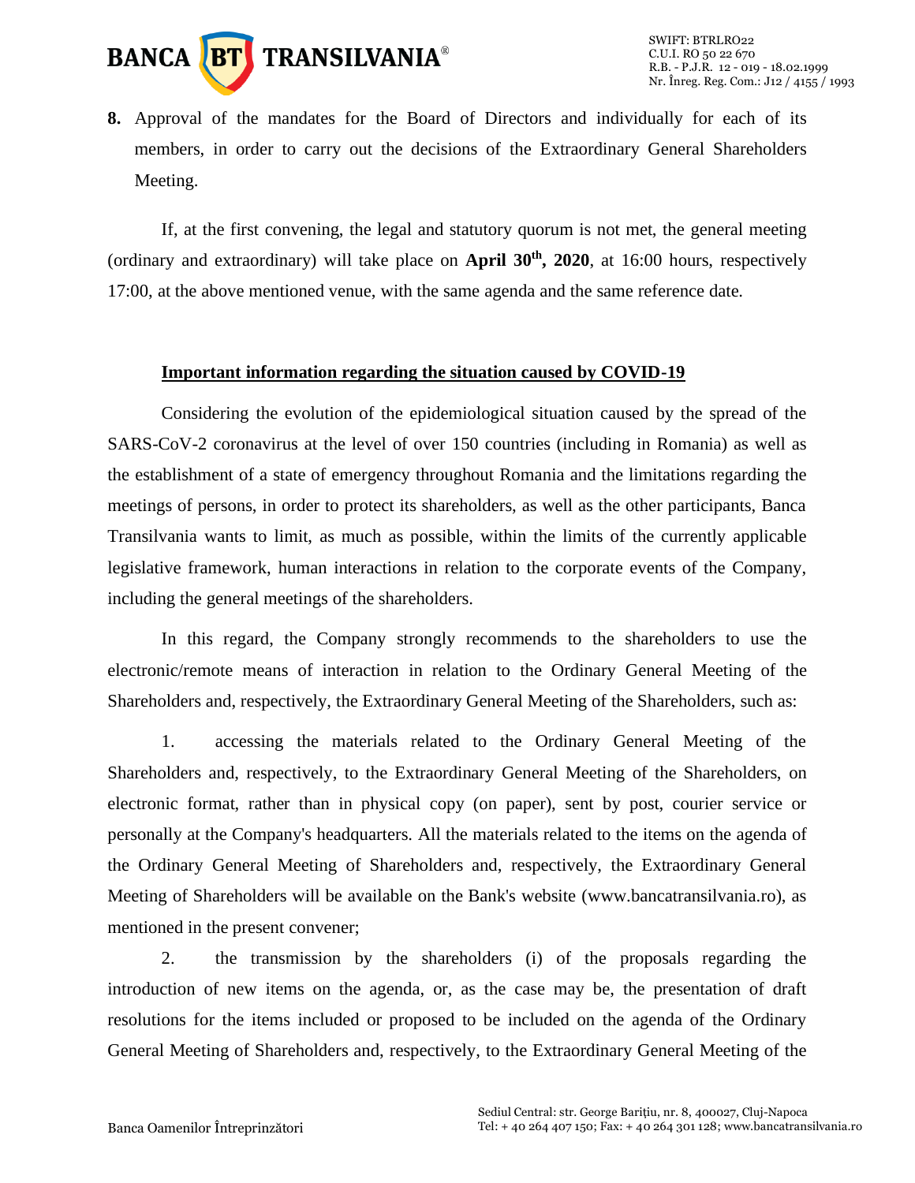**8.** Approval of the mandates for the Board of Directors and individually for each of its members, in order to carry out the decisions of the Extraordinary General Shareholders Meeting.

If, at the first convening, the legal and statutory quorum is not met, the general meeting (ordinary and extraordinary) will take place on **April 30th, 2020**, at 16:00 hours, respectively 17:00, at the above mentioned venue, with the same agenda and the same reference date.

**Important information regarding the situation caused by COVID-19**

Considering the evolution of the epidemiological situation caused by the spread of the SARS-CoV-2 coronavirus at the level of over 150 countries (including in Romania) as well as the establishment of a state of emergency throughout Romania and the limitations regarding the meetings of persons, in order to protect its shareholders, as well as the other participants, Banca Transilvania wants to limit, as much as possible, within the limits of the currently applicable legislative framework, human interactions in relation to the corporate events of the Company, including the general meetings of the shareholders.

In this regard, the Company strongly recommends to the shareholders to use the electronic/remote means of interaction in relation to the Ordinary General Meeting of the Shareholders and, respectively, the Extraordinary General Meeting of the Shareholders, such as:

1. accessing the materials related to the Ordinary General Meeting of the Shareholders and, respectively, to the Extraordinary General Meeting of the Shareholders, on electronic format, rather than in physical copy (on paper), sent by post, courier service or personally at the Company's headquarters. All the materials related to the items on the agenda of the Ordinary General Meeting of Shareholders and, respectively, the Extraordinary General Meeting of Shareholders will be available on the Bank's website (www.bancatransilvania.ro), as mentioned in the present convener;

2. the transmission by the shareholders (i) of the proposals regarding the introduction of new items on the agenda, or, as the case may be, the presentation of draft resolutions for the items included or proposed to be included on the agenda of the Ordinary General Meeting of Shareholders and, respectively, to the Extraordinary General Meeting of the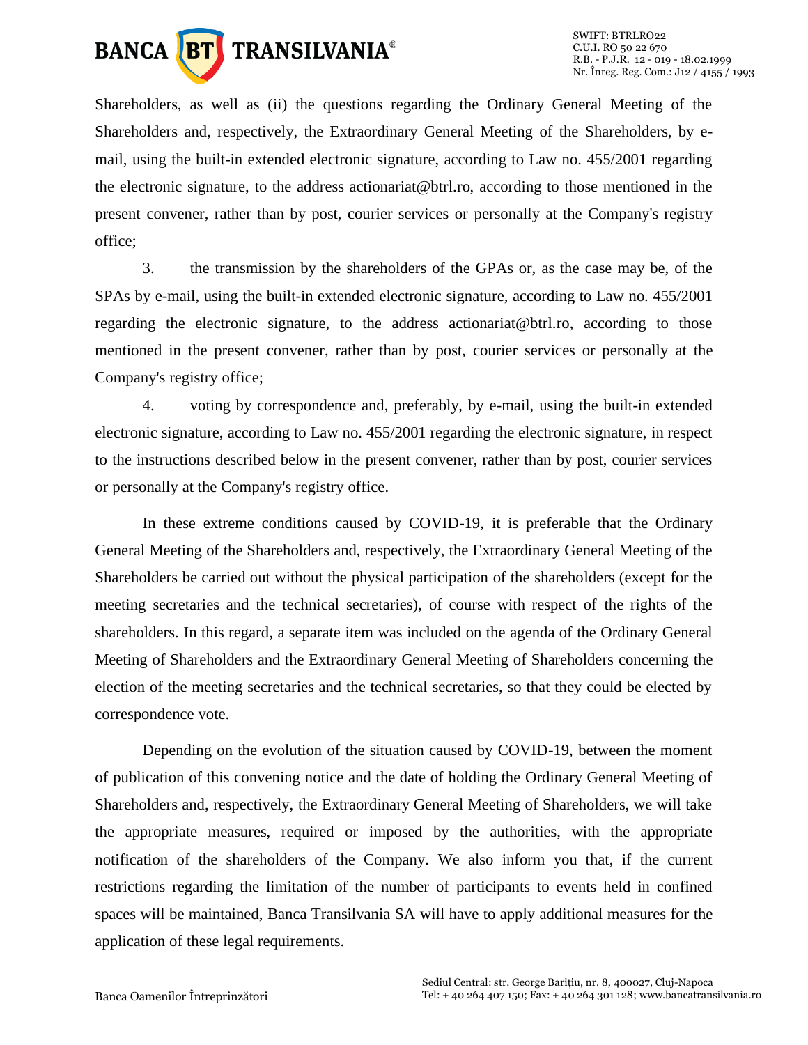Shareholders, as well as (ii) the questions regarding the Ordinary General Meeting of the Shareholders and, respectively, the Extraordinary General Meeting of the Shareholders, by e-mail, using the built-in extended electronic signature, according to Law no. 455/2001 regarding the electronic signature, to the address actionariat@btrl.ro, according to those mentioned in the present convener, rather than by post, courier services or personally at the Company's registry office;

3. the transmission by the shareholders of the GPAs or, as the case may be, of the SPAs by e-mail, using the built-in extended electronic signature, according to Law no. 455/2001 regarding the electronic signature, to the address actionariat@btrl.ro, according to those mentioned in the present convener, rather than by post, courier services or personally at the Company's registry office;

4. voting by correspondence and, preferably, by e-mail, using the built-in extended electronic signature, according to Law no. 455/2001 regarding the electronic signature, in respect to the instructions described below in the present convener, rather than by post, courier services or personally at the Company's registry office.

In these extreme conditions caused by COVID-19, it is preferable that the Ordinary General Meeting of the Shareholders and, respectively, the Extraordinary General Meeting of the Shareholders be carried out without the physical participation of the shareholders (except for the meeting secretaries and the technical secretaries), of course with respect of the rights of the shareholders. In this regard, a separate item was included on the agenda of the Ordinary General Meeting of Shareholders and the Extraordinary General Meeting of Shareholders concerning the election of the meeting secretaries and the technical secretaries, so that they could be elected by correspondence vote.

Depending on the evolution of the situation caused by COVID-19, between the moment of publication of this convening notice and the date of holding the Ordinary General Meeting of Shareholders and, respectively, the Extraordinary General Meeting of Shareholders, we will take the appropriate measures, required or imposed by the authorities, with the appropriate notification of the shareholders of the Company. We also inform you that, if the current restrictions regarding the limitation of the number of participants to events held in confined spaces will be maintained, Banca Transilvania SA will have to apply additional measures for the application of these legal requirements.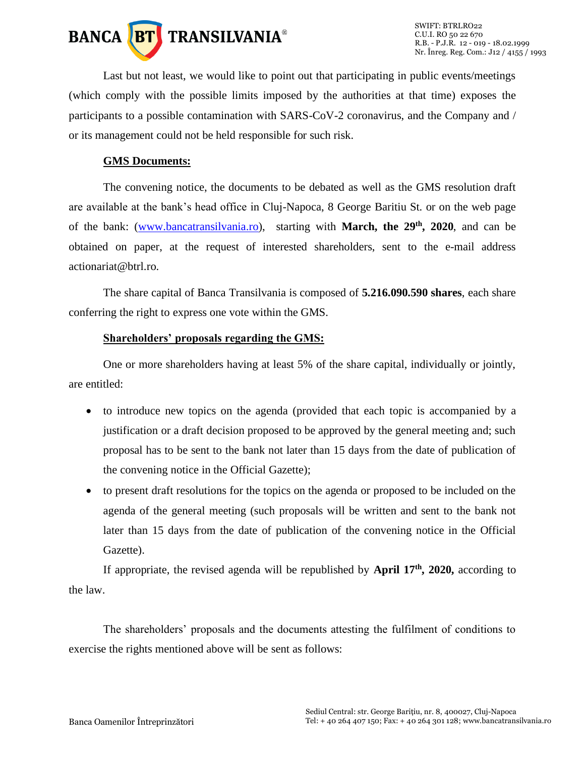Last but not least, we would like to point out that participating in public events/meetings (which comply with the possible limits imposed by the authorities at that time) exposes the participants to a possible contamination with SARS-CoV-2 coronavirus, and the Company and / or its management could not be held responsible for such risk.

**GMS Documents:**

The convening notice, the documents to be debated as well as the GMS resolution draft are available at the bank's head office in Cluj-Napoca, 8 George Baritiu St. or on the web page of the bank: (www.bancatransilvania.ro), starting with **March, the 29th, 2020**, and can be obtained on paper, at the request of interested shareholders, sent to the e-mail address actionariat@btrl.ro.

The share capital of Banca Transilvania is composed of **5.216.090.590 shares**, each share conferring the right to express one vote within the GMS.

**Shareholders' proposals regarding the GMS:**

One or more shareholders having at least 5% of the share capital, individually or jointly, are entitled:

- to introduce new topics on the agenda (provided that each topic is accompanied by a justification or a draft decision proposed to be approved by the general meeting and; such proposal has to be sent to the bank not later than 15 days from the date of publication of the convening notice in the Official Gazette);
- to present draft resolutions for the topics on the agenda or proposed to be included on the agenda of the general meeting (such proposals will be written and sent to the bank not later than 15 days from the date of publication of the convening notice in the Official Gazette).

If appropriate, the revised agenda will be republished by **April 17th, 2020,** according to the law.

The shareholders' proposals and the documents attesting the fulfilment of conditions to exercise the rights mentioned above will be sent as follows: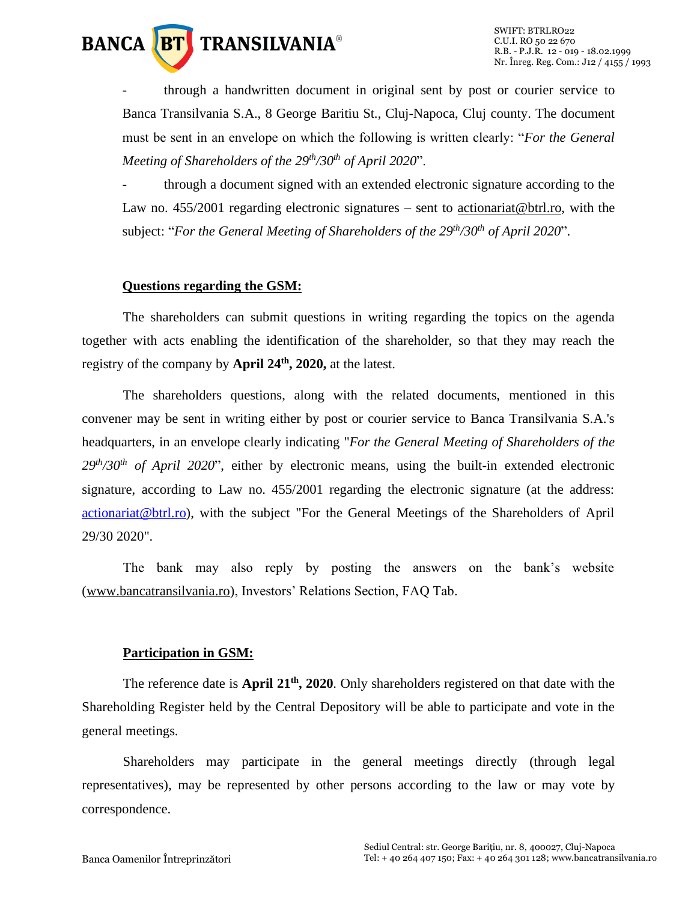- through a handwritten document in original sent by post or courier service to Banca Transilvania S.A., 8 George Baritiu St., Cluj-Napoca, Cluj county. The document must be sent in an envelope on which the following is written clearly: "*For the General Meeting of Shareholders of the 29th/30th of April 2020*".
- through a document signed with an extended electronic signature according to the Law no. 455/2001 regarding electronic signatures – sent to actionariat@btrl.ro, with the subject: "*For the General Meeting of Shareholders of the 29th/30th of April 2020*".

**Questions regarding the GSM:**

The shareholders can submit questions in writing regarding the topics on the agenda together with acts enabling the identification of the shareholder, so that they may reach the registry of the company by **April 24th, 2020,** at the latest.

The shareholders questions, along with the related documents, mentioned in this convener may be sent in writing either by post or courier service to Banca Transilvania S.A.'s headquarters, in an envelope clearly indicating "*For the General Meeting of Shareholders of the 29th/30th of April 2020*", either by electronic means, using the built-in extended electronic signature, according to Law no. 455/2001 regarding the electronic signature (at the address: actionariat@btrl.ro), with the subject "For the General Meetings of the Shareholders of April 29/30 2020".

The bank may also reply by posting the answers on the bank's website (www.bancatransilvania.ro), Investors' Relations Section, FAQ Tab.

**Participation in GSM:**

The reference date is **April 21th, 2020**. Only shareholders registered on that date with the Shareholding Register held by the Central Depository will be able to participate and vote in the general meetings.

Shareholders may participate in the general meetings directly (through legal representatives), may be represented by other persons according to the law or may vote by correspondence.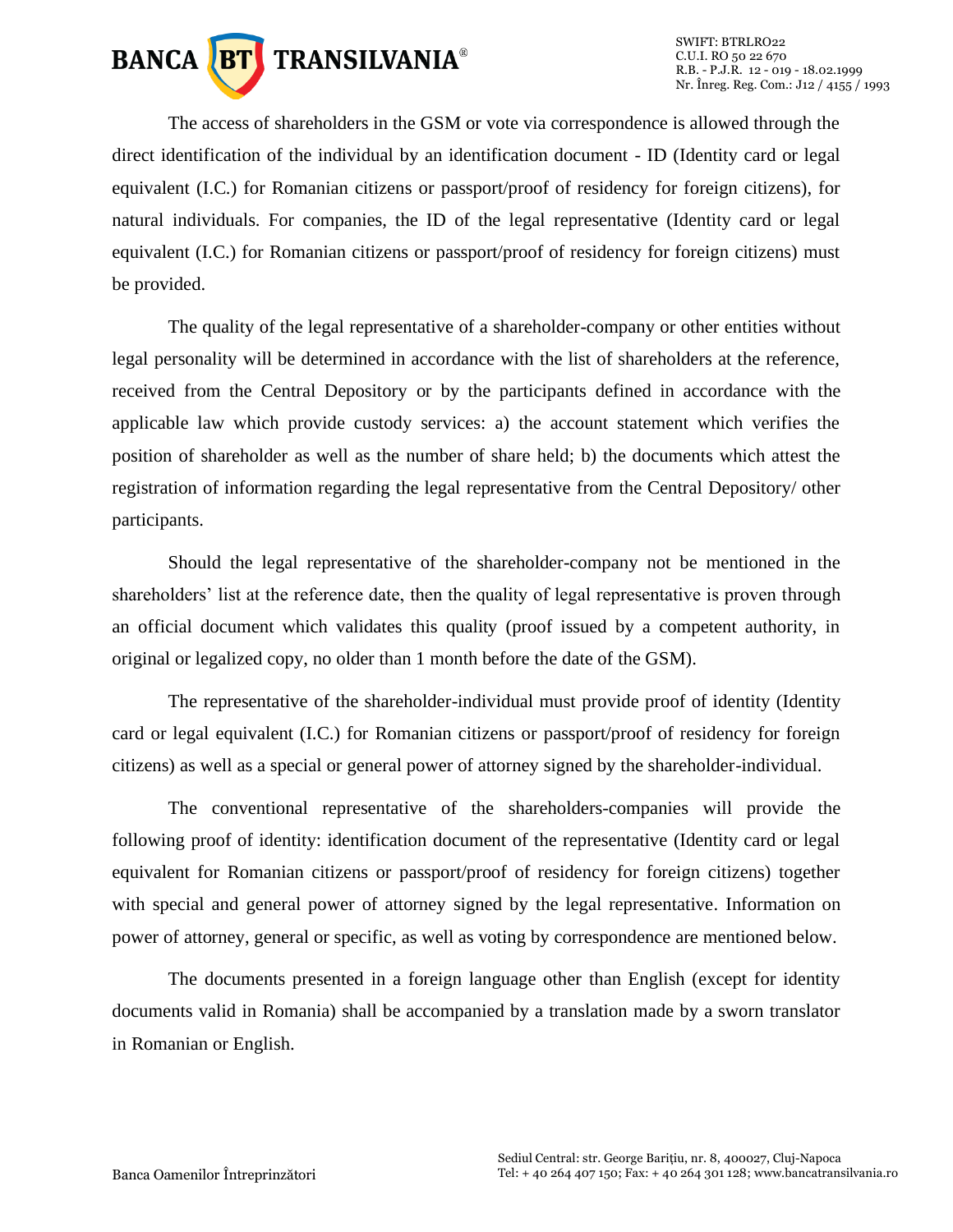The access of shareholders in the GSM or vote via correspondence is allowed through the direct identification of the individual by an identification document - ID (Identity card or legal equivalent (I.C.) for Romanian citizens or passport/proof of residency for foreign citizens), for natural individuals. For companies, the ID of the legal representative (Identity card or legal equivalent (I.C.) for Romanian citizens or passport/proof of residency for foreign citizens) must be provided.

The quality of the legal representative of a shareholder-company or other entities without legal personality will be determined in accordance with the list of shareholders at the reference, received from the Central Depository or by the participants defined in accordance with the applicable law which provide custody services: a) the account statement which verifies the position of shareholder as well as the number of share held; b) the documents which attest the registration of information regarding the legal representative from the Central Depository/ other participants.

Should the legal representative of the shareholder-company not be mentioned in the shareholders' list at the reference date, then the quality of legal representative is proven through an official document which validates this quality (proof issued by a competent authority, in original or legalized copy, no older than 1 month before the date of the GSM).

The representative of the shareholder-individual must provide proof of identity (Identity card or legal equivalent (I.C.) for Romanian citizens or passport/proof of residency for foreign citizens) as well as a special or general power of attorney signed by the shareholder-individual.

The conventional representative of the shareholders-companies will provide the following proof of identity: identification document of the representative (Identity card or legal equivalent for Romanian citizens or passport/proof of residency for foreign citizens) together with special and general power of attorney signed by the legal representative. Information on power of attorney, general or specific, as well as voting by correspondence are mentioned below.

The documents presented in a foreign language other than English (except for identity documents valid in Romania) shall be accompanied by a translation made by a sworn translator in Romanian or English.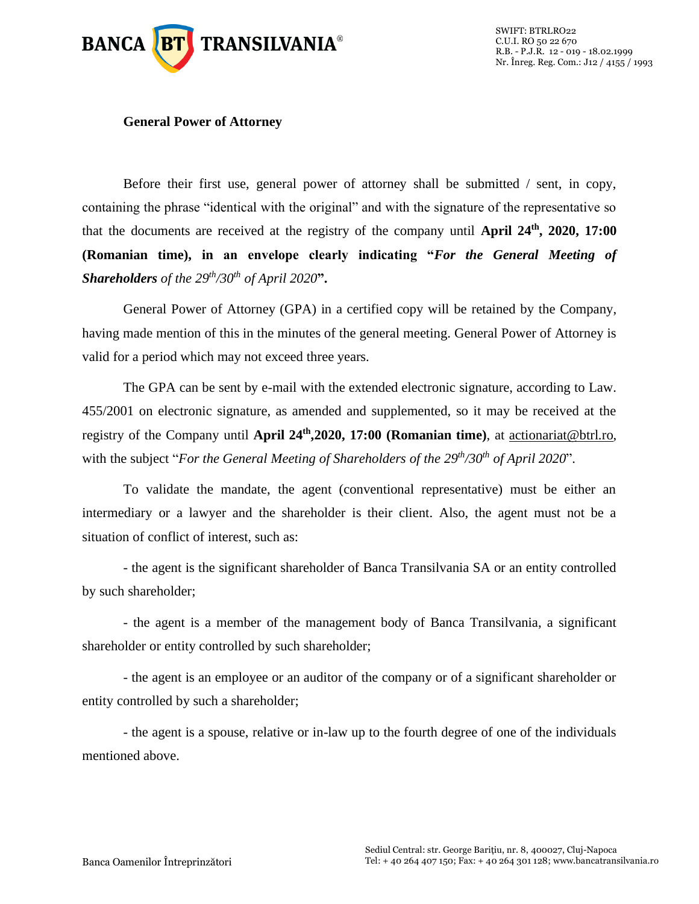**General Power of Attorney**

Before their first use, general power of attorney shall be submitted / sent, in copy, containing the phrase "identical with the original" and with the signature of the representative so that the documents are received at the registry of the company until **April 24th, 2020, 17:00 (Romanian time), in an envelope clearly indicating "*For the General Meeting of Shareholders* *of the 29th/30th of April 2020*".**

General Power of Attorney (GPA) in a certified copy will be retained by the Company, having made mention of this in the minutes of the general meeting. General Power of Attorney is valid for a period which may not exceed three years.

The GPA can be sent by e-mail with the extended electronic signature, according to Law. 455/2001 on electronic signature, as amended and supplemented, so it may be received at the registry of the Company until **April 24th,2020, 17:00 (Romanian time)**, at actionariat@btrl.ro, with the subject "*For the General Meeting of Shareholders of the 29th/30th of April 2020*".

To validate the mandate, the agent (conventional representative) must be either an intermediary or a lawyer and the shareholder is their client. Also, the agent must not be a situation of conflict of interest, such as:

- the agent is the significant shareholder of Banca Transilvania SA or an entity controlled by such shareholder;

- the agent is a member of the management body of Banca Transilvania, a significant shareholder or entity controlled by such shareholder;

- the agent is an employee or an auditor of the company or of a significant shareholder or entity controlled by such a shareholder;

- the agent is a spouse, relative or in-law up to the fourth degree of one of the individuals mentioned above.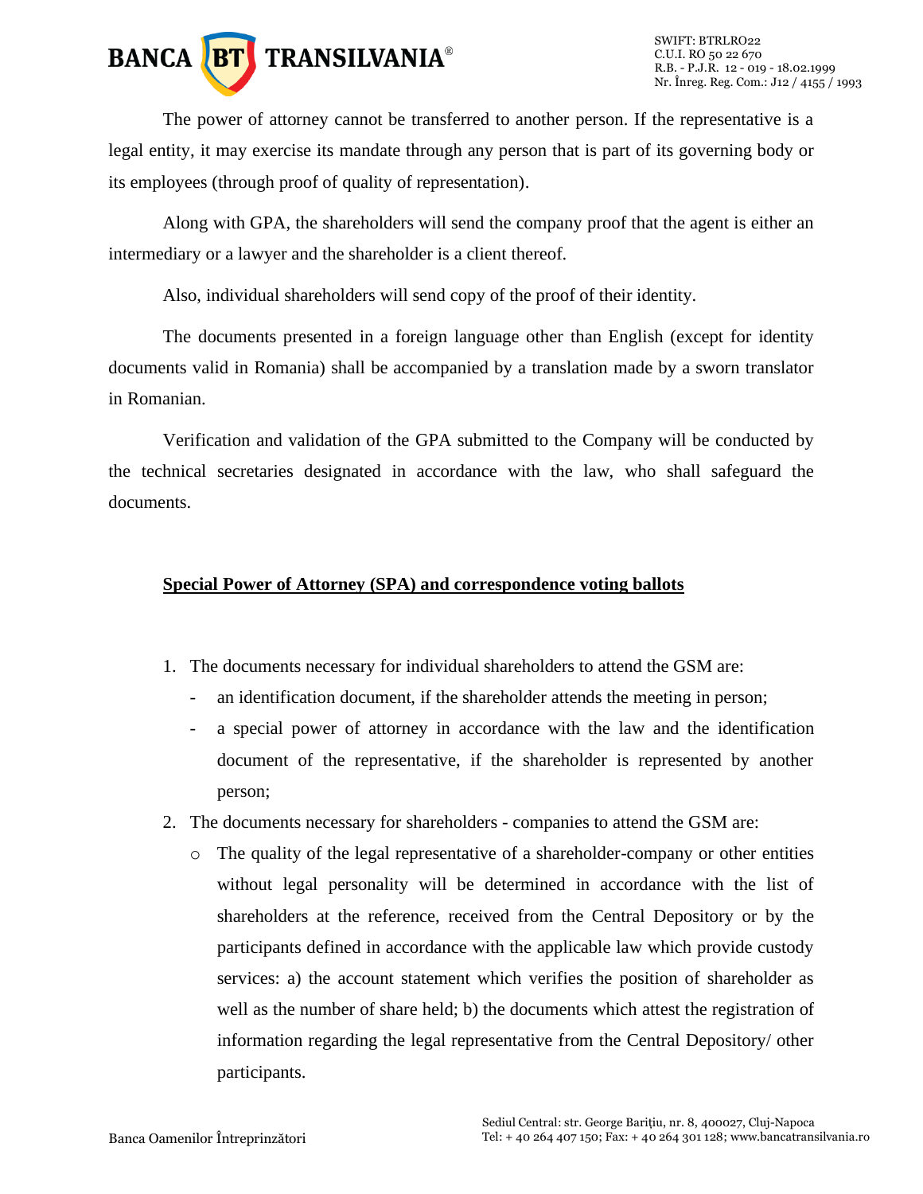The power of attorney cannot be transferred to another person. If the representative is a legal entity, it may exercise its mandate through any person that is part of its governing body or its employees (through proof of quality of representation).

Along with GPA, the shareholders will send the company proof that the agent is either an intermediary or a lawyer and the shareholder is a client thereof.

Also, individual shareholders will send copy of the proof of their identity.

The documents presented in a foreign language other than English (except for identity documents valid in Romania) shall be accompanied by a translation made by a sworn translator in Romanian.

Verification and validation of the GPA submitted to the Company will be conducted by the technical secretaries designated in accordance with the law, who shall safeguard the documents.

**<u>Special Power of Attorney (SPA) and correspondence voting ballots</u>**

1. The documents necessary for individual shareholders to attend the GSM are:
   - an identification document, if the shareholder attends the meeting in person;
   - a special power of attorney in accordance with the law and the identification document of the representative, if the shareholder is represented by another person;
2. The documents necessary for shareholders - companies to attend the GSM are:
   - The quality of the legal representative of a shareholder-company or other entities without legal personality will be determined in accordance with the list of shareholders at the reference, received from the Central Depository or by the participants defined in accordance with the applicable law which provide custody services: a) the account statement which verifies the position of shareholder as well as the number of share held; b) the documents which attest the registration of information regarding the legal representative from the Central Depository/ other participants.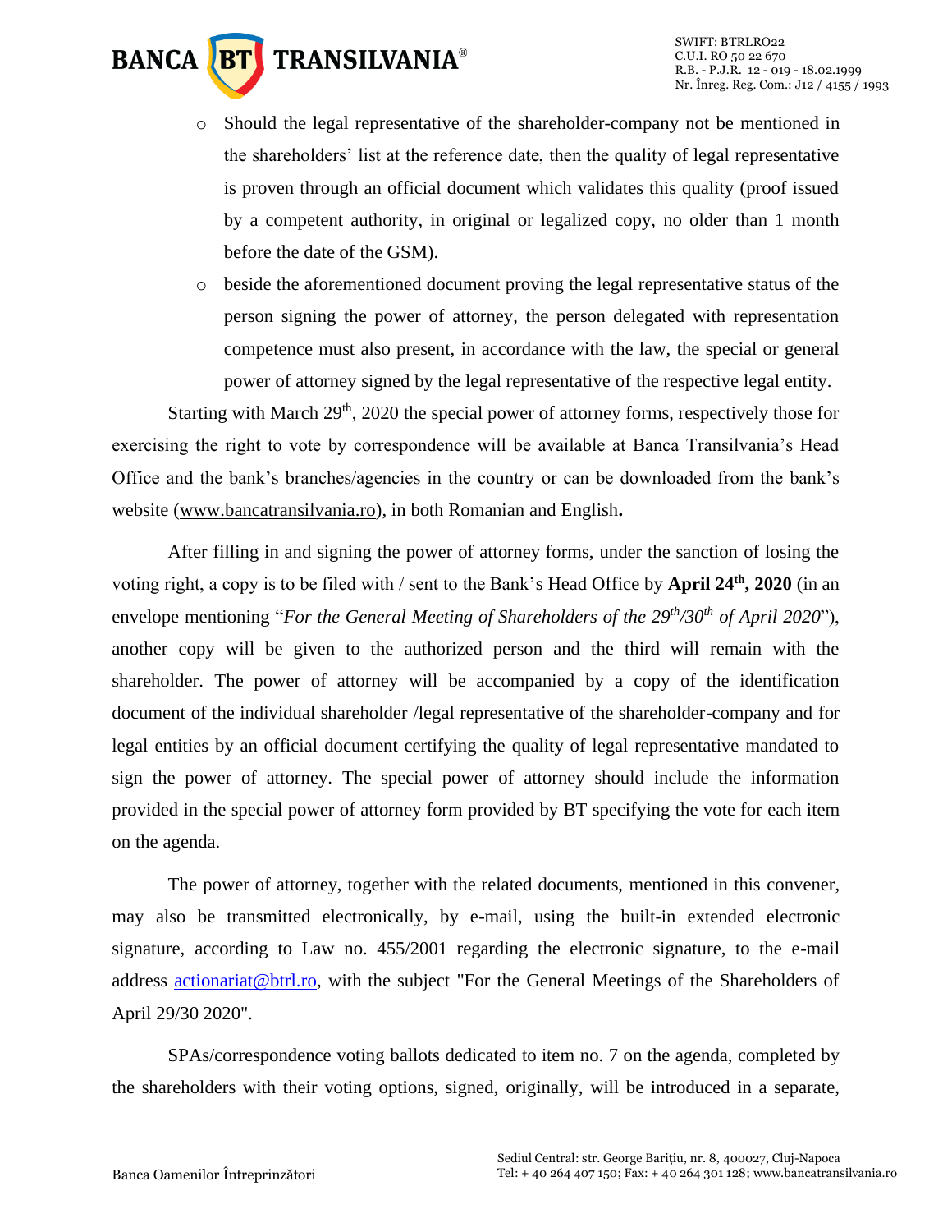- Should the legal representative of the shareholder-company not be mentioned in the shareholders' list at the reference date, then the quality of legal representative is proven through an official document which validates this quality (proof issued by a competent authority, in original or legalized copy, no older than 1 month before the date of the GSM).
- beside the aforementioned document proving the legal representative status of the person signing the power of attorney, the person delegated with representation competence must also present, in accordance with the law, the special or general power of attorney signed by the legal representative of the respective legal entity.

Starting with March 29th, 2020 the special power of attorney forms, respectively those for exercising the right to vote by correspondence will be available at Banca Transilvania's Head Office and the bank's branches/agencies in the country or can be downloaded from the bank's website (www.bancatransilvania.ro), in both Romanian and English**.**

After filling in and signing the power of attorney forms, under the sanction of losing the voting right, a copy is to be filed with / sent to the Bank's Head Office by **April 24th, 2020** (in an envelope mentioning "*For the General Meeting of Shareholders of the 29th/30th of April 2020*"), another copy will be given to the authorized person and the third will remain with the shareholder. The power of attorney will be accompanied by a copy of the identification document of the individual shareholder /legal representative of the shareholder-company and for legal entities by an official document certifying the quality of legal representative mandated to sign the power of attorney. The special power of attorney should include the information provided in the special power of attorney form provided by BT specifying the vote for each item on the agenda.

The power of attorney, together with the related documents, mentioned in this convener, may also be transmitted electronically, by e-mail, using the built-in extended electronic signature, according to Law no. 455/2001 regarding the electronic signature, to the e-mail address actionariat@btrl.ro, with the subject "For the General Meetings of the Shareholders of April 29/30 2020".

SPAs/correspondence voting ballots dedicated to item no. 7 on the agenda, completed by the shareholders with their voting options, signed, originally, will be introduced in a separate,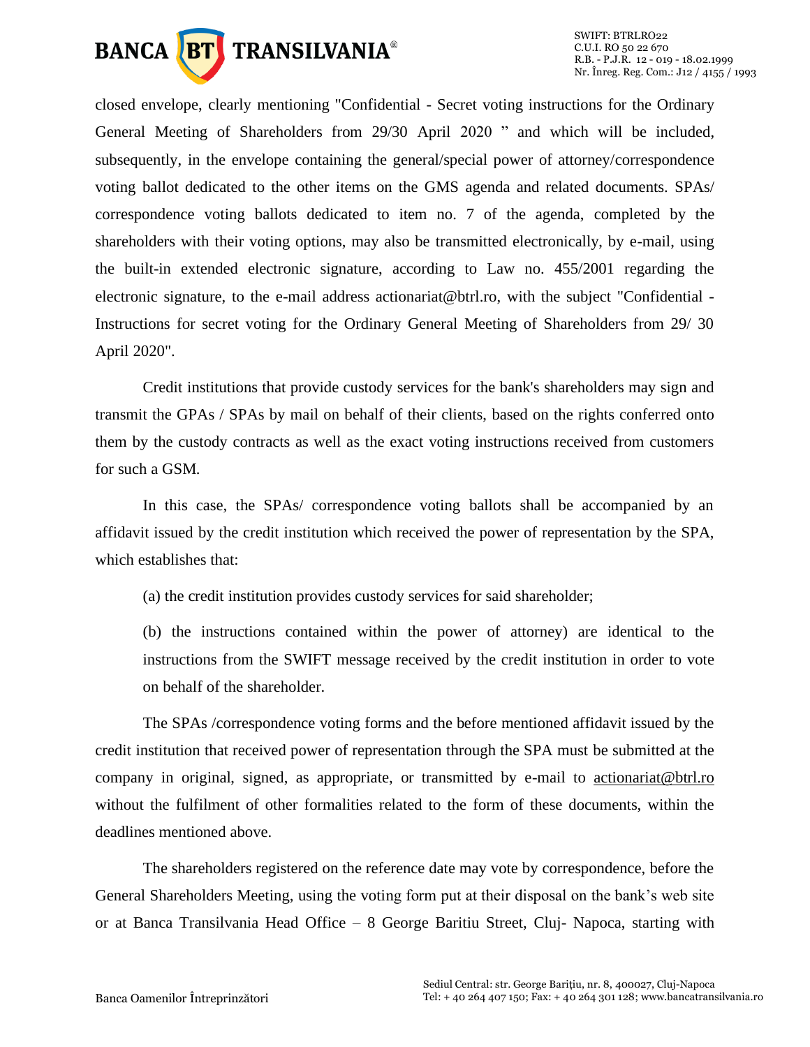closed envelope, clearly mentioning "Confidential - Secret voting instructions for the Ordinary General Meeting of Shareholders from 29/30 April 2020 " and which will be included, subsequently, in the envelope containing the general/special power of attorney/correspondence voting ballot dedicated to the other items on the GMS agenda and related documents. SPAs/ correspondence voting ballots dedicated to item no. 7 of the agenda, completed by the shareholders with their voting options, may also be transmitted electronically, by e-mail, using the built-in extended electronic signature, according to Law no. 455/2001 regarding the electronic signature, to the e-mail address actionariat@btrl.ro, with the subject "Confidential - Instructions for secret voting for the Ordinary General Meeting of Shareholders from 29/ 30 April 2020".

Credit institutions that provide custody services for the bank's shareholders may sign and transmit the GPAs / SPAs by mail on behalf of their clients, based on the rights conferred onto them by the custody contracts as well as the exact voting instructions received from customers for such a GSM.

In this case, the SPAs/ correspondence voting ballots shall be accompanied by an affidavit issued by the credit institution which received the power of representation by the SPA, which establishes that:

(a) the credit institution provides custody services for said shareholder;

(b) the instructions contained within the power of attorney) are identical to the instructions from the SWIFT message received by the credit institution in order to vote on behalf of the shareholder.

The SPAs /correspondence voting forms and the before mentioned affidavit issued by the credit institution that received power of representation through the SPA must be submitted at the company in original, signed, as appropriate, or transmitted by e-mail to actionariat@btrl.ro without the fulfilment of other formalities related to the form of these documents, within the deadlines mentioned above.

The shareholders registered on the reference date may vote by correspondence, before the General Shareholders Meeting, using the voting form put at their disposal on the bank's web site or at Banca Transilvania Head Office – 8 George Baritiu Street, Cluj- Napoca, starting with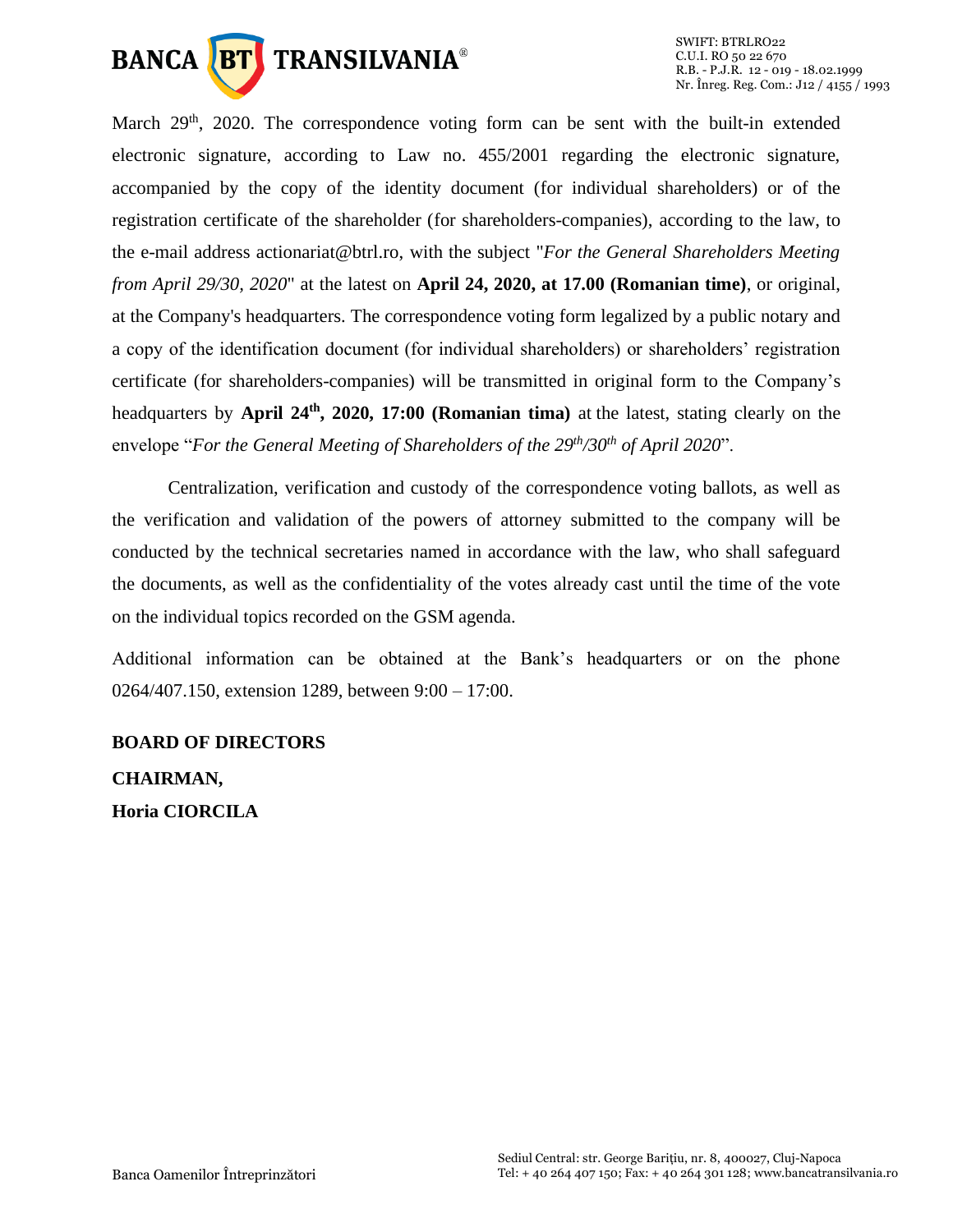March 29th, 2020. The correspondence voting form can be sent with the built-in extended electronic signature, according to Law no. 455/2001 regarding the electronic signature, accompanied by the copy of the identity document (for individual shareholders) or of the registration certificate of the shareholder (for shareholders-companies), according to the law, to the e-mail address actionariat@btrl.ro, with the subject "*For the General Shareholders Meeting from April 29/30, 2020*" at the latest on **April 24, 2020, at 17.00 (Romanian time)**, or original, at the Company's headquarters. The correspondence voting form legalized by a public notary and a copy of the identification document (for individual shareholders) or shareholders' registration certificate (for shareholders-companies) will be transmitted in original form to the Company's headquarters by **April 24th, 2020, 17:00 (Romanian tima)** at the latest, stating clearly on the envelope "*For the General Meeting of Shareholders of the 29th/30th of April 2020*".

Centralization, verification and custody of the correspondence voting ballots, as well as the verification and validation of the powers of attorney submitted to the company will be conducted by the technical secretaries named in accordance with the law, who shall safeguard the documents, as well as the confidentiality of the votes already cast until the time of the vote on the individual topics recorded on the GSM agenda.

Additional information can be obtained at the Bank's headquarters or on the phone 0264/407.150, extension 1289, between 9:00 – 17:00.

**BOARD OF DIRECTORS**

**CHAIRMAN,**

**Horia CIORCILA**